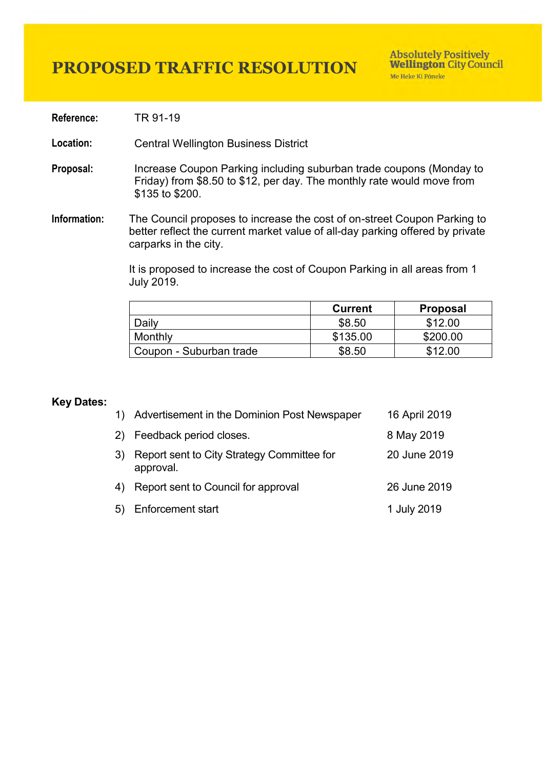# PROPOSED TRAFFIC RESOLUTION

**Absolutely Positively Wellington City Council**
Me Heke Ki Pōneke

**Reference:** TR 91-19

**Location:** Central Wellington Business District

**Proposal:** Increase Coupon Parking including suburban trade coupons (Monday to Friday) from $8.50 to $12, per day. The monthly rate would move from $135 to $200.

**Information:** The Council proposes to increase the cost of on-street Coupon Parking to better reflect the current market value of all-day parking offered by private carparks in the city.

It is proposed to increase the cost of Coupon Parking in all areas from 1 July 2019.

| | Current | Proposal |
|---|---|---|
| Daily | $8.50 | $12.00 |
| Monthly | $135.00 | $200.00 |
| Coupon - Suburban trade | $8.50 | $12.00 |

**Key Dates:**

| | | |
|---|---|---|
| 1) | Advertisement in the Dominion Post Newspaper | 16 April 2019 |
| 2) | Feedback period closes. | 8 May 2019 |
| 3) | Report sent to City Strategy Committee for approval. | 20 June 2019 |
| 4) | Report sent to Council for approval | 26 June 2019 |
| 5) | Enforcement start | 1 July 2019 |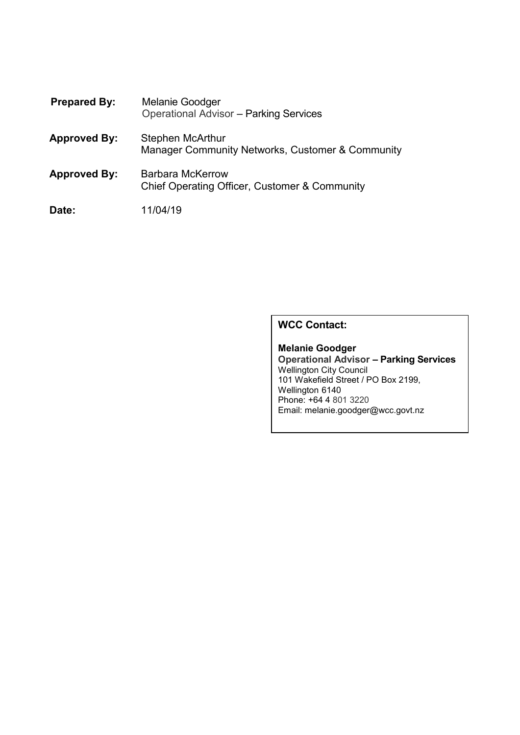**Prepared By:** Melanie Goodger
Operational Advisor – Parking Services

**Approved By:** Stephen McArthur
Manager Community Networks, Customer & Community

**Approved By:** Barbara McKerrow
Chief Operating Officer, Customer & Community

**Date:** 11/04/19

**WCC Contact:**

**Melanie Goodger**
**Operational Advisor – Parking Services**
Wellington City Council
101 Wakefield Street / PO Box 2199,
Wellington 6140
Phone: +64 4 801 3220
Email: melanie.goodger@wcc.govt.nz